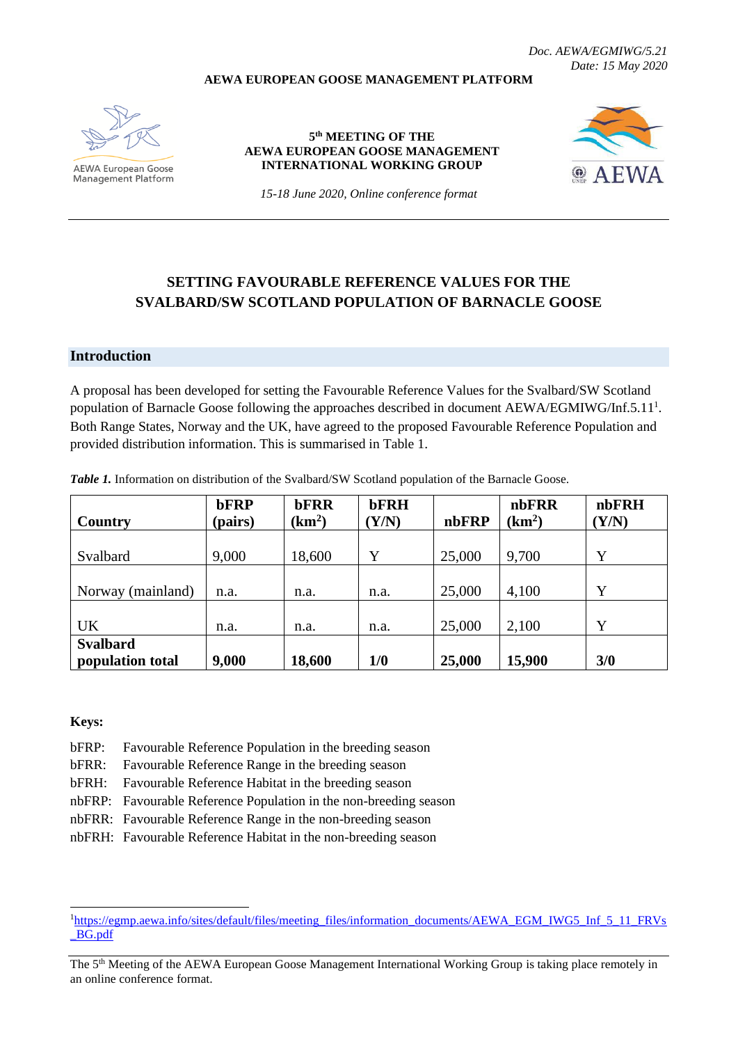*Doc. AEWA/EGMIWG/5.21*
*Date: 15 May 2020*

**AEWA EUROPEAN GOOSE MANAGEMENT PLATFORM**

AEWA European Goose Management Platform

**5th MEETING OF THE AEWA EUROPEAN GOOSE MANAGEMENT INTERNATIONAL WORKING GROUP**

*15-18 June 2020, Online conference format*

# SETTING FAVOURABLE REFERENCE VALUES FOR THE SVALBARD/SW SCOTLAND POPULATION OF BARNACLE GOOSE

## Introduction

A proposal has been developed for setting the Favourable Reference Values for the Svalbard/SW Scotland population of Barnacle Goose following the approaches described in document AEWA/EGMIWG/Inf.5.11[1]. Both Range States, Norway and the UK, have agreed to the proposed Favourable Reference Population and provided distribution information. This is summarised in Table 1.

***Table 1.*** Information on distribution of the Svalbard/SW Scotland population of the Barnacle Goose.

| Country | bFRP (pairs) | bFRR ($km^2$) | bFRH (Y/N) | nbFRP | nbFRR ($km^2$) | nbFRH (Y/N) |
|---|---|---|---|---|---|---|
| Svalbard | 9,000 | 18,600 | Y | 25,000 | 9,700 | Y |
| Norway (mainland) | n.a. | n.a. | n.a. | 25,000 | 4,100 | Y |
| UK | n.a. | n.a. | n.a. | 25,000 | 2,100 | Y |
| **Svalbard population total** | **9,000** | **18,600** | **1/0** | **25,000** | **15,900** | **3/0** |

**Keys:**

- bFRP: Favourable Reference Population in the breeding season
- bFRR: Favourable Reference Range in the breeding season
- bFRH: Favourable Reference Habitat in the breeding season
- nbFRP: Favourable Reference Population in the non-breeding season
- nbFRR: Favourable Reference Range in the non-breeding season
- nbFRH: Favourable Reference Habitat in the non-breeding season

---

[1] https://egmp.aewa.info/sites/default/files/meeting_files/information_documents/AEWA_EGM_IWG5_Inf_5_11_FRVs_BG.pdf

The 5th Meeting of the AEWA European Goose Management International Working Group is taking place remotely in an online conference format.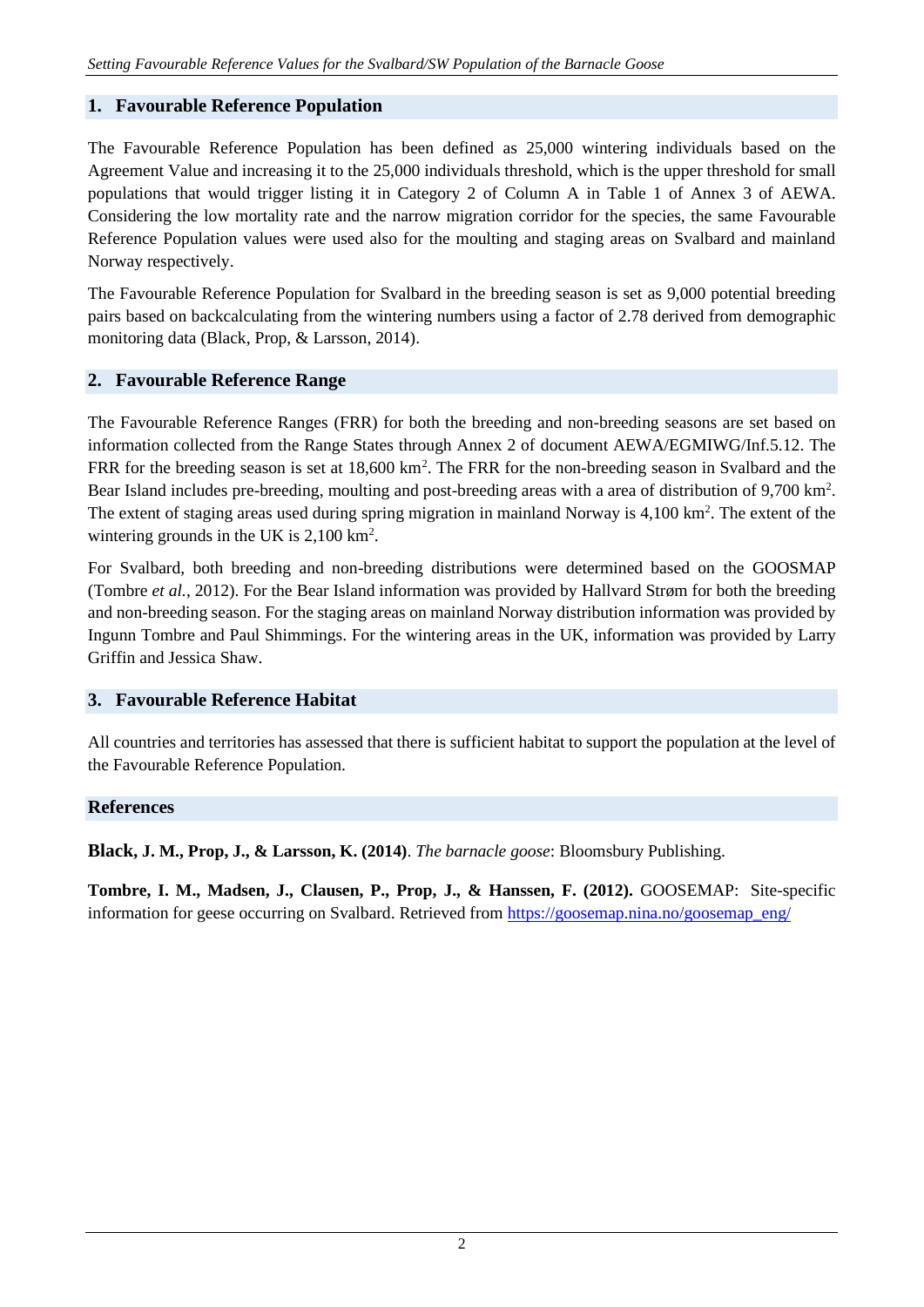## 1. Favourable Reference Population

The Favourable Reference Population has been defined as 25,000 wintering individuals based on the Agreement Value and increasing it to the 25,000 individuals threshold, which is the upper threshold for small populations that would trigger listing it in Category 2 of Column A in Table 1 of Annex 3 of AEWA. Considering the low mortality rate and the narrow migration corridor for the species, the same Favourable Reference Population values were used also for the moulting and staging areas on Svalbard and mainland Norway respectively.

The Favourable Reference Population for Svalbard in the breeding season is set as 9,000 potential breeding pairs based on backcalculating from the wintering numbers using a factor of 2.78 derived from demographic monitoring data (Black, Prop, & Larsson, 2014).

## 2. Favourable Reference Range

The Favourable Reference Ranges (FRR) for both the breeding and non-breeding seasons are set based on information collected from the Range States through Annex 2 of document AEWA/EGMIWG/Inf.5.12. The FRR for the breeding season is set at 18,600 km$^2$. The FRR for the non-breeding season in Svalbard and the Bear Island includes pre-breeding, moulting and post-breeding areas with a area of distribution of 9,700 km$^2$. The extent of staging areas used during spring migration in mainland Norway is 4,100 km$^2$. The extent of the wintering grounds in the UK is 2,100 km$^2$.

For Svalbard, both breeding and non-breeding distributions were determined based on the GOOSMAP (Tombre *et al.*, 2012). For the Bear Island information was provided by Hallvard Strøm for both the breeding and non-breeding season. For the staging areas on mainland Norway distribution information was provided by Ingunn Tombre and Paul Shimmings. For the wintering areas in the UK, information was provided by Larry Griffin and Jessica Shaw.

## 3. Favourable Reference Habitat

All countries and territories has assessed that there is sufficient habitat to support the population at the level of the Favourable Reference Population.

## References

**Black, J. M., Prop, J., & Larsson, K. (2014)**. *The barnacle goose*: Bloomsbury Publishing.

**Tombre, I. M., Madsen, J., Clausen, P., Prop, J., & Hanssen, F. (2012).** GOOSEMAP: Site-specific information for geese occurring on Svalbard. Retrieved from https://goosemap.nina.no/goosemap_eng/